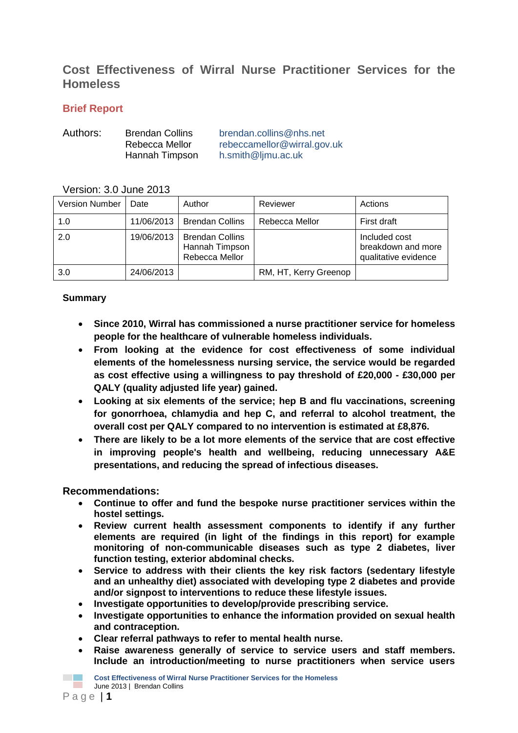# Cost Effectiveness of Wirral Nurse Practitioner Services for the Homeless

## Brief Report

Authors: Brendan Collins brendan.collins@nhs.net
Rebecca Mellor rebeccamellor@wirral.gov.uk
Hannah Timpson h.smith@ljmu.ac.uk

Version: 3.0 June 2013

| Version Number | Date | Author | Reviewer | Actions |
|---|---|---|---|---|
| 1.0 | 11/06/2013 | Brendan Collins | Rebecca Mellor | First draft |
| 2.0 | 19/06/2013 | Brendan Collins Hannah Timpson Rebecca Mellor | | Included cost breakdown and more qualitative evidence |
| 3.0 | 24/06/2013 | | RM, HT, Kerry Greenop | |

**Summary**

- **Since 2010, Wirral has commissioned a nurse practitioner service for homeless people for the healthcare of vulnerable homeless individuals.**
- **From looking at the evidence for cost effectiveness of some individual elements of the homelessness nursing service, the service would be regarded as cost effective using a willingness to pay threshold of £20,000 - £30,000 per QALY (quality adjusted life year) gained.**
- **Looking at six elements of the service; hep B and flu vaccinations, screening for gonorrhoea, chlamydia and hep C, and referral to alcohol treatment, the overall cost per QALY compared to no intervention is estimated at £8,876.**
- **There are likely to be a lot more elements of the service that are cost effective in improving people's health and wellbeing, reducing unnecessary A&E presentations, and reducing the spread of infectious diseases.**

**Recommendations:**

- **Continue to offer and fund the bespoke nurse practitioner services within the hostel settings.**
- **Review current health assessment components to identify if any further elements are required (in light of the findings in this report) for example monitoring of non-communicable diseases such as type 2 diabetes, liver function testing, exterior abdominal checks.**
- **Service to address with their clients the key risk factors (sedentary lifestyle and an unhealthy diet) associated with developing type 2 diabetes and provide and/or signpost to interventions to reduce these lifestyle issues.**
- **Investigate opportunities to develop/provide prescribing service.**
- **Investigate opportunities to enhance the information provided on sexual health and contraception.**
- **Clear referral pathways to refer to mental health nurse.**
- **Raise awareness generally of service to service users and staff members. Include an introduction/meeting to nurse practitioners when service users**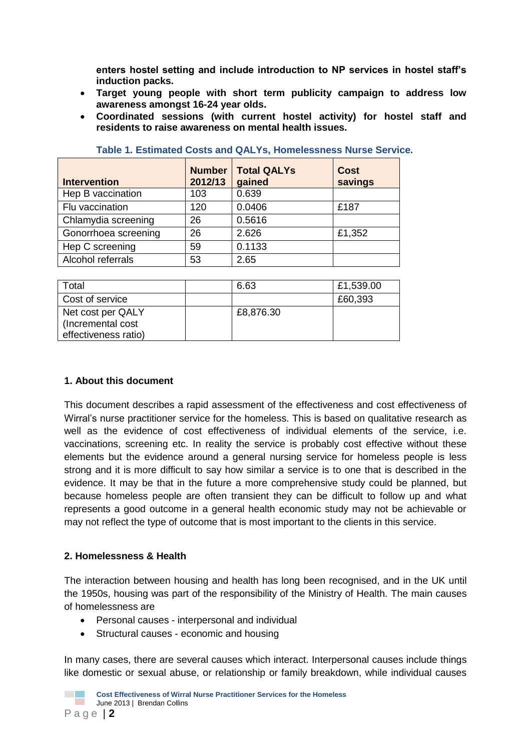**enters hostel setting and include introduction to NP services in hostel staff's induction packs.**

- **Target young people with short term publicity campaign to address low awareness amongst 16-24 year olds.**
- **Coordinated sessions (with current hostel activity) for hostel staff and residents to raise awareness on mental health issues.**

**Table 1. Estimated Costs and QALYs, Homelessness Nurse Service.**

| Intervention | Number 2012/13 | Total QALYs gained | Cost savings |
|---|---|---|---|
| Hep B vaccination | 103 | 0.639 | |
| Flu vaccination | 120 | 0.0406 | £187 |
| Chlamydia screening | 26 | 0.5616 | |
| Gonorrhoea screening | 26 | 2.626 | £1,352 |
| Hep C screening | 59 | 0.1133 | |
| Alcohol referrals | 53 | 2.65 | |
| | | | |
| Total | | 6.63 | £1,539.00 |
| Cost of service | | | £60,393 |
| Net cost per QALY (Incremental cost effectiveness ratio) | | £8,876.30 | |

## 1. About this document

This document describes a rapid assessment of the effectiveness and cost effectiveness of Wirral's nurse practitioner service for the homeless. This is based on qualitative research as well as the evidence of cost effectiveness of individual elements of the service, i.e. vaccinations, screening etc. In reality the service is probably cost effective without these elements but the evidence around a general nursing service for homeless people is less strong and it is more difficult to say how similar a service is to one that is described in the evidence. It may be that in the future a more comprehensive study could be planned, but because homeless people are often transient they can be difficult to follow up and what represents a good outcome in a general health economic study may not be achievable or may not reflect the type of outcome that is most important to the clients in this service.

## 2. Homelessness & Health

The interaction between housing and health has long been recognised, and in the UK until the 1950s, housing was part of the responsibility of the Ministry of Health. The main causes of homelessness are

- Personal causes - interpersonal and individual
- Structural causes - economic and housing

In many cases, there are several causes which interact. Interpersonal causes include things like domestic or sexual abuse, or relationship or family breakdown, while individual causes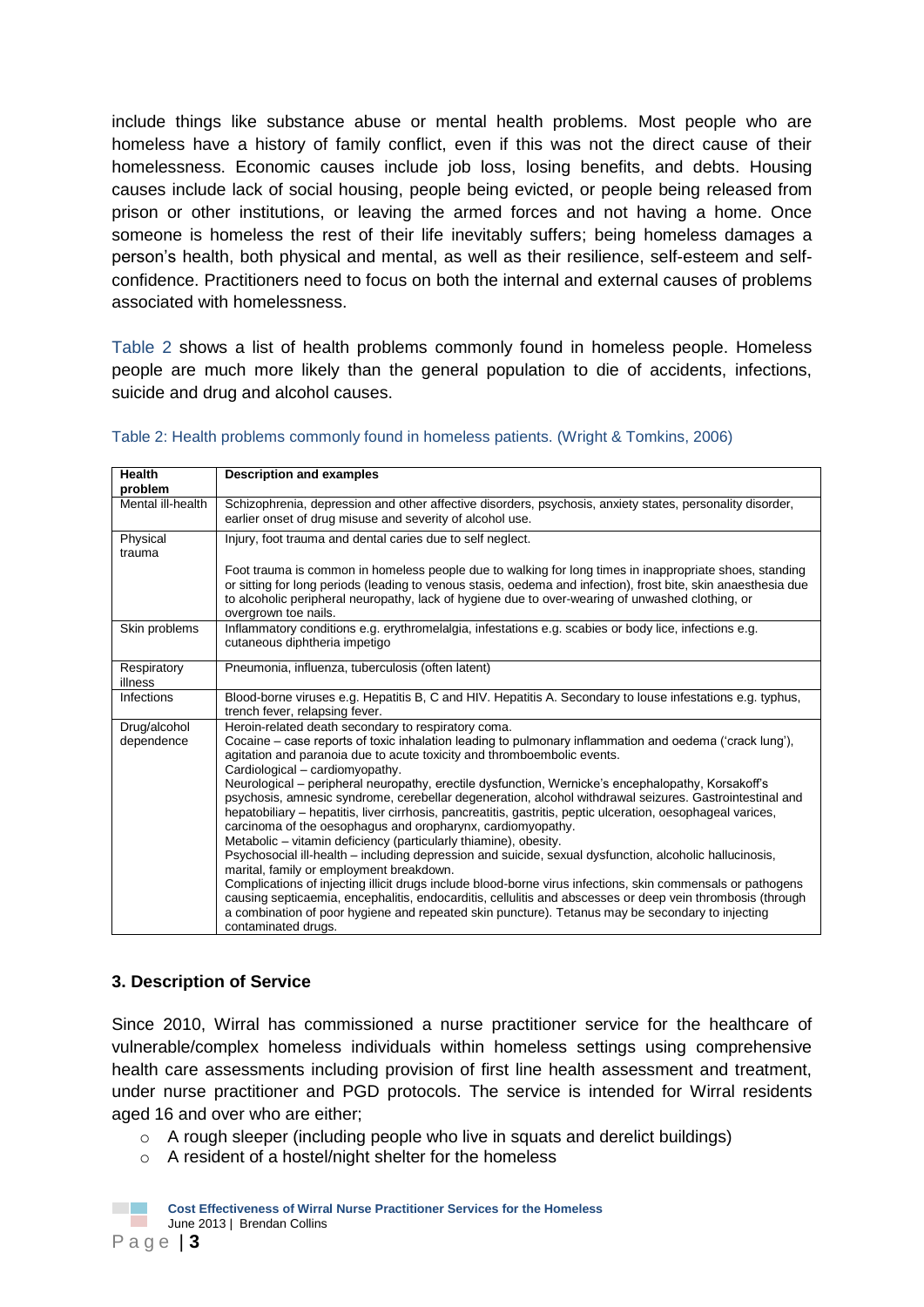include things like substance abuse or mental health problems. Most people who are homeless have a history of family conflict, even if this was not the direct cause of their homelessness. Economic causes include job loss, losing benefits, and debts. Housing causes include lack of social housing, people being evicted, or people being released from prison or other institutions, or leaving the armed forces and not having a home. Once someone is homeless the rest of their life inevitably suffers; being homeless damages a person's health, both physical and mental, as well as their resilience, self-esteem and self-confidence. Practitioners need to focus on both the internal and external causes of problems associated with homelessness.

Table 2 shows a list of health problems commonly found in homeless people. Homeless people are much more likely than the general population to die of accidents, infections, suicide and drug and alcohol causes.

Table 2: Health problems commonly found in homeless patients. (Wright & Tomkins, 2006)

| Health problem | Description and examples |
|---|---|
| Mental ill-health | Schizophrenia, depression and other affective disorders, psychosis, anxiety states, personality disorder, earlier onset of drug misuse and severity of alcohol use. |
| Physical trauma | Injury, foot trauma and dental caries due to self neglect.<br><br>Foot trauma is common in homeless people due to walking for long times in inappropriate shoes, standing or sitting for long periods (leading to venous stasis, oedema and infection), frost bite, skin anaesthesia due to alcoholic peripheral neuropathy, lack of hygiene due to over-wearing of unwashed clothing, or overgrown toe nails. |
| Skin problems | Inflammatory conditions e.g. erythromelalgia, infestations e.g. scabies or body lice, infections e.g. cutaneous diphtheria impetigo |
| Respiratory illness | Pneumonia, influenza, tuberculosis (often latent) |
| Infections | Blood-borne viruses e.g. Hepatitis B, C and HIV. Hepatitis A. Secondary to louse infestations e.g. typhus, trench fever, relapsing fever. |
| Drug/alcohol dependence | Heroin-related death secondary to respiratory coma.<br>Cocaine – case reports of toxic inhalation leading to pulmonary inflammation and oedema ('crack lung'), agitation and paranoia due to acute toxicity and thromboembolic events.<br>Cardiological – cardiomyopathy.<br>Neurological – peripheral neuropathy, erectile dysfunction, Wernicke's encephalopathy, Korsakoff's psychosis, amnesic syndrome, cerebellar degeneration, alcohol withdrawal seizures. Gastrointestinal and hepatobiliary – hepatitis, liver cirrhosis, pancreatitis, gastritis, peptic ulceration, oesophageal varices, carcinoma of the oesophagus and oropharynx, cardiomyopathy.<br>Metabolic – vitamin deficiency (particularly thiamine), obesity.<br>Psychosocial ill-health – including depression and suicide, sexual dysfunction, alcoholic hallucinosis, marital, family or employment breakdown.<br>Complications of injecting illicit drugs include blood-borne virus infections, skin commensals or pathogens causing septicaemia, encephalitis, endocarditis, cellulitis and abscesses or deep vein thrombosis (through a combination of poor hygiene and repeated skin puncture). Tetanus may be secondary to injecting contaminated drugs. |

## 3. Description of Service

Since 2010, Wirral has commissioned a nurse practitioner service for the healthcare of vulnerable/complex homeless individuals within homeless settings using comprehensive health care assessments including provision of first line health assessment and treatment, under nurse practitioner and PGD protocols. The service is intended for Wirral residents aged 16 and over who are either;

- A rough sleeper (including people who live in squats and derelict buildings)
- A resident of a hostel/night shelter for the homeless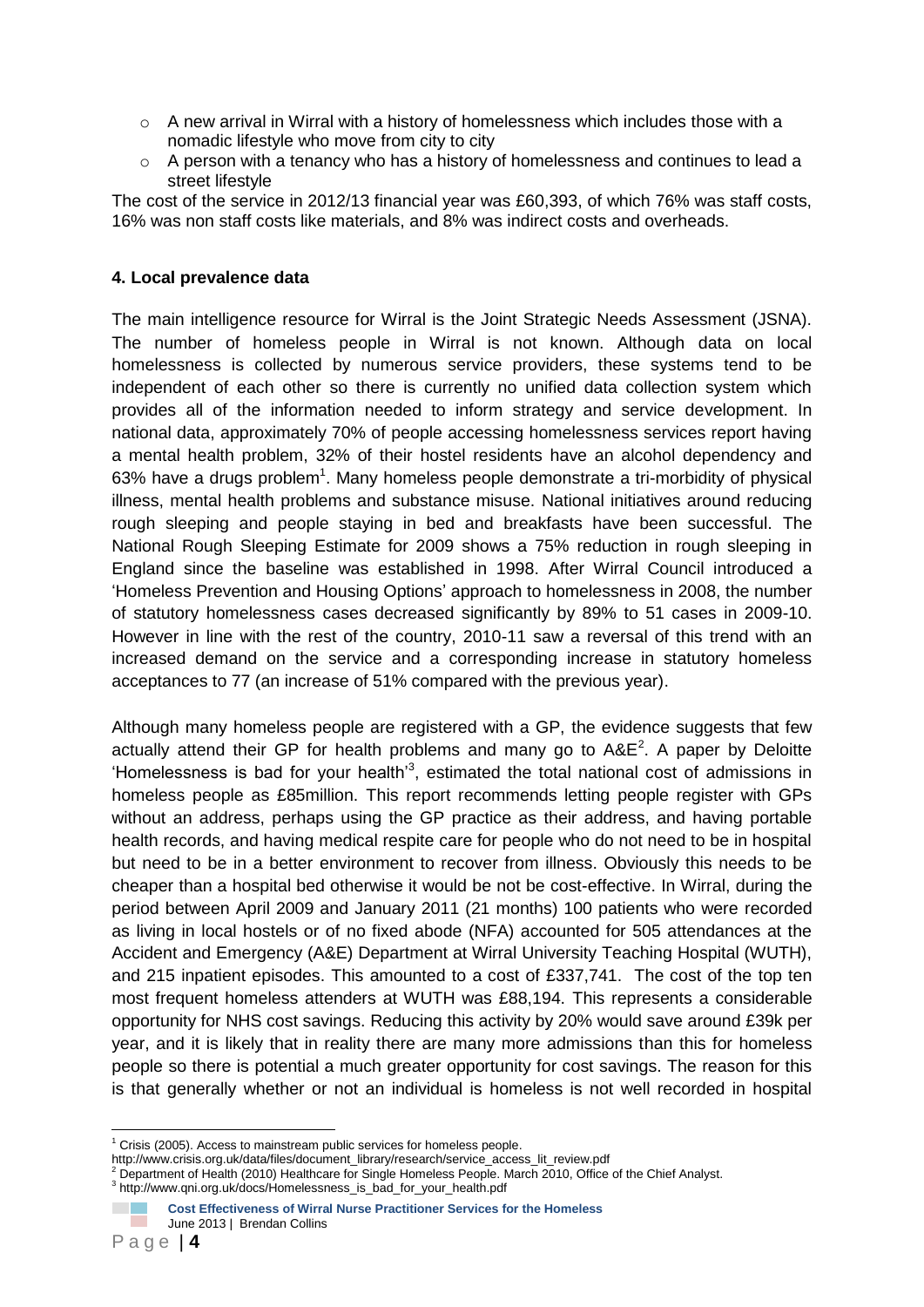- A new arrival in Wirral with a history of homelessness which includes those with a nomadic lifestyle who move from city to city
- A person with a tenancy who has a history of homelessness and continues to lead a street lifestyle

The cost of the service in 2012/13 financial year was £60,393, of which 76% was staff costs, 16% was non staff costs like materials, and 8% was indirect costs and overheads.

### 4. Local prevalence data

The main intelligence resource for Wirral is the Joint Strategic Needs Assessment (JSNA). The number of homeless people in Wirral is not known. Although data on local homelessness is collected by numerous service providers, these systems tend to be independent of each other so there is currently no unified data collection system which provides all of the information needed to inform strategy and service development. In national data, approximately 70% of people accessing homelessness services report having a mental health problem, 32% of their hostel residents have an alcohol dependency and 63% have a drugs problem[1]. Many homeless people demonstrate a tri-morbidity of physical illness, mental health problems and substance misuse. National initiatives around reducing rough sleeping and people staying in bed and breakfasts have been successful. The National Rough Sleeping Estimate for 2009 shows a 75% reduction in rough sleeping in England since the baseline was established in 1998. After Wirral Council introduced a 'Homeless Prevention and Housing Options' approach to homelessness in 2008, the number of statutory homelessness cases decreased significantly by 89% to 51 cases in 2009-10. However in line with the rest of the country, 2010-11 saw a reversal of this trend with an increased demand on the service and a corresponding increase in statutory homeless acceptances to 77 (an increase of 51% compared with the previous year).

Although many homeless people are registered with a GP, the evidence suggests that few actually attend their GP for health problems and many go to A&E[2]. A paper by Deloitte 'Homelessness is bad for your health'[3], estimated the total national cost of admissions in homeless people as £85million. This report recommends letting people register with GPs without an address, perhaps using the GP practice as their address, and having portable health records, and having medical respite care for people who do not need to be in hospital but need to be in a better environment to recover from illness. Obviously this needs to be cheaper than a hospital bed otherwise it would be not be cost-effective. In Wirral, during the period between April 2009 and January 2011 (21 months) 100 patients who were recorded as living in local hostels or of no fixed abode (NFA) accounted for 505 attendances at the Accident and Emergency (A&E) Department at Wirral University Teaching Hospital (WUTH), and 215 inpatient episodes. This amounted to a cost of £337,741. The cost of the top ten most frequent homeless attenders at WUTH was £88,194. This represents a considerable opportunity for NHS cost savings. Reducing this activity by 20% would save around £39k per year, and it is likely that in reality there are many more admissions than this for homeless people so there is potential a much greater opportunity for cost savings. The reason for this is that generally whether or not an individual is homeless is not well recorded in hospital

[1] Crisis (2005). Access to mainstream public services for homeless people. http://www.crisis.org.uk/data/files/document_library/research/service_access_lit_review.pdf

[2] Department of Health (2010) Healthcare for Single Homeless People. March 2010, Office of the Chief Analyst.

[3] http://www.qni.org.uk/docs/Homelessness_is_bad_for_your_health.pdf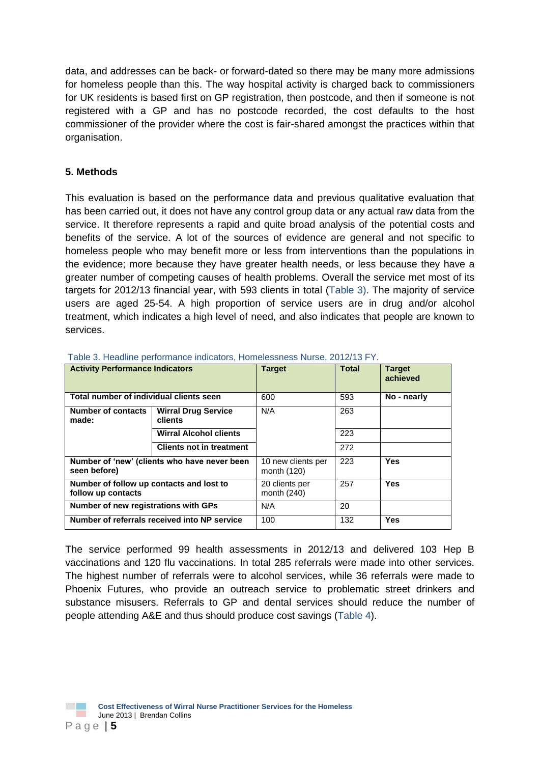data, and addresses can be back- or forward-dated so there may be many more admissions for homeless people than this. The way hospital activity is charged back to commissioners for UK residents is based first on GP registration, then postcode, and then if someone is not registered with a GP and has no postcode recorded, the cost defaults to the host commissioner of the provider where the cost is fair-shared amongst the practices within that organisation.

## 5. Methods

This evaluation is based on the performance data and previous qualitative evaluation that has been carried out, it does not have any control group data or any actual raw data from the service. It therefore represents a rapid and quite broad analysis of the potential costs and benefits of the service. A lot of the sources of evidence are general and not specific to homeless people who may benefit more or less from interventions than the populations in the evidence; more because they have greater health needs, or less because they have a greater number of competing causes of health problems. Overall the service met most of its targets for 2012/13 financial year, with 593 clients in total (Table 3). The majority of service users are aged 25-54. A high proportion of service users are in drug and/or alcohol treatment, which indicates a high level of need, and also indicates that people are known to services.

Table 3. Headline performance indicators, Homelessness Nurse, 2012/13 FY.

| Activity Performance Indicators | | Target | Total | Target achieved |
|---|---|---|---|---|
| Total number of individual clients seen | | 600 | 593 | No - nearly |
| Number of contacts made: | Wirral Drug Service clients | N/A | 263 | |
| | Wirral Alcohol clients | | 223 | |
| | Clients not in treatment | | 272 | |
| Number of 'new' (clients who have never been seen before) | | 10 new clients per month (120) | 223 | Yes |
| Number of follow up contacts and lost to follow up contacts | | 20 clients per month (240) | 257 | Yes |
| Number of new registrations with GPs | | N/A | 20 | |
| Number of referrals received into NP service | | 100 | 132 | Yes |

The service performed 99 health assessments in 2012/13 and delivered 103 Hep B vaccinations and 120 flu vaccinations. In total 285 referrals were made into other services. The highest number of referrals were to alcohol services, while 36 referrals were made to Phoenix Futures, who provide an outreach service to problematic street drinkers and substance misusers. Referrals to GP and dental services should reduce the number of people attending A&E and thus should produce cost savings (Table 4).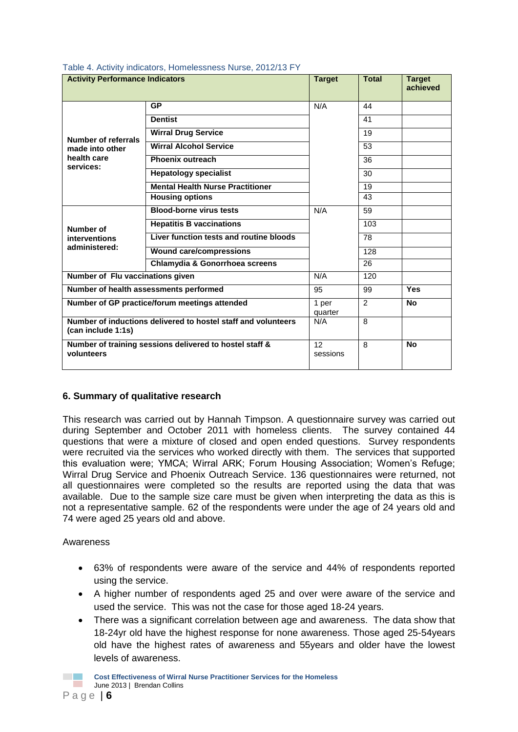Table 4. Activity indicators, Homelessness Nurse, 2012/13 FY

| **Activity Performance Indicators** | | **Target** | **Total** | **Target achieved** |
|---|---|---|---|---|
| **Number of referrals made into other health care services:** | **GP** | N/A | 44 | |
| | **Dentist** | | 41 | |
| | **Wirral Drug Service** | | 19 | |
| | **Wirral Alcohol Service** | | 53 | |
| | **Phoenix outreach** | | 36 | |
| | **Hepatology specialist** | | 30 | |
| | **Mental Health Nurse Practitioner** | | 19 | |
| | **Housing options** | | 43 | |
| **Number of interventions administered:** | **Blood-borne virus tests** | N/A | 59 | |
| | **Hepatitis B vaccinations** | | 103 | |
| | **Liver function tests and routine bloods** | | 78 | |
| | **Wound care/compressions** | | 128 | |
| | **Chlamydia & Gonorrhoea screens** | | 26 | |
| **Number of Flu vaccinations given** | | N/A | 120 | |
| **Number of health assessments performed** | | 95 | 99 | **Yes** |
| **Number of GP practice/forum meetings attended** | | 1 per quarter | 2 | **No** |
| **Number of inductions delivered to hostel staff and volunteers (can include 1:1s)** | | N/A | 8 | |
| **Number of training sessions delivered to hostel staff & volunteers** | | 12 sessions | 8 | **No** |

## 6. Summary of qualitative research

This research was carried out by Hannah Timpson. A questionnaire survey was carried out during September and October 2011 with homeless clients. The survey contained 44 questions that were a mixture of closed and open ended questions. Survey respondents were recruited via the services who worked directly with them. The services that supported this evaluation were; YMCA; Wirral ARK; Forum Housing Association; Women's Refuge; Wirral Drug Service and Phoenix Outreach Service. 136 questionnaires were returned, not all questionnaires were completed so the results are reported using the data that was available. Due to the sample size care must be given when interpreting the data as this is not a representative sample. 62 of the respondents were under the age of 24 years old and 74 were aged 25 years old and above.

Awareness

- 63% of respondents were aware of the service and 44% of respondents reported using the service.
- A higher number of respondents aged 25 and over were aware of the service and used the service. This was not the case for those aged 18-24 years.
- There was a significant correlation between age and awareness. The data show that 18-24yr old have the highest response for none awareness. Those aged 25-54years old have the highest rates of awareness and 55years and older have the lowest levels of awareness.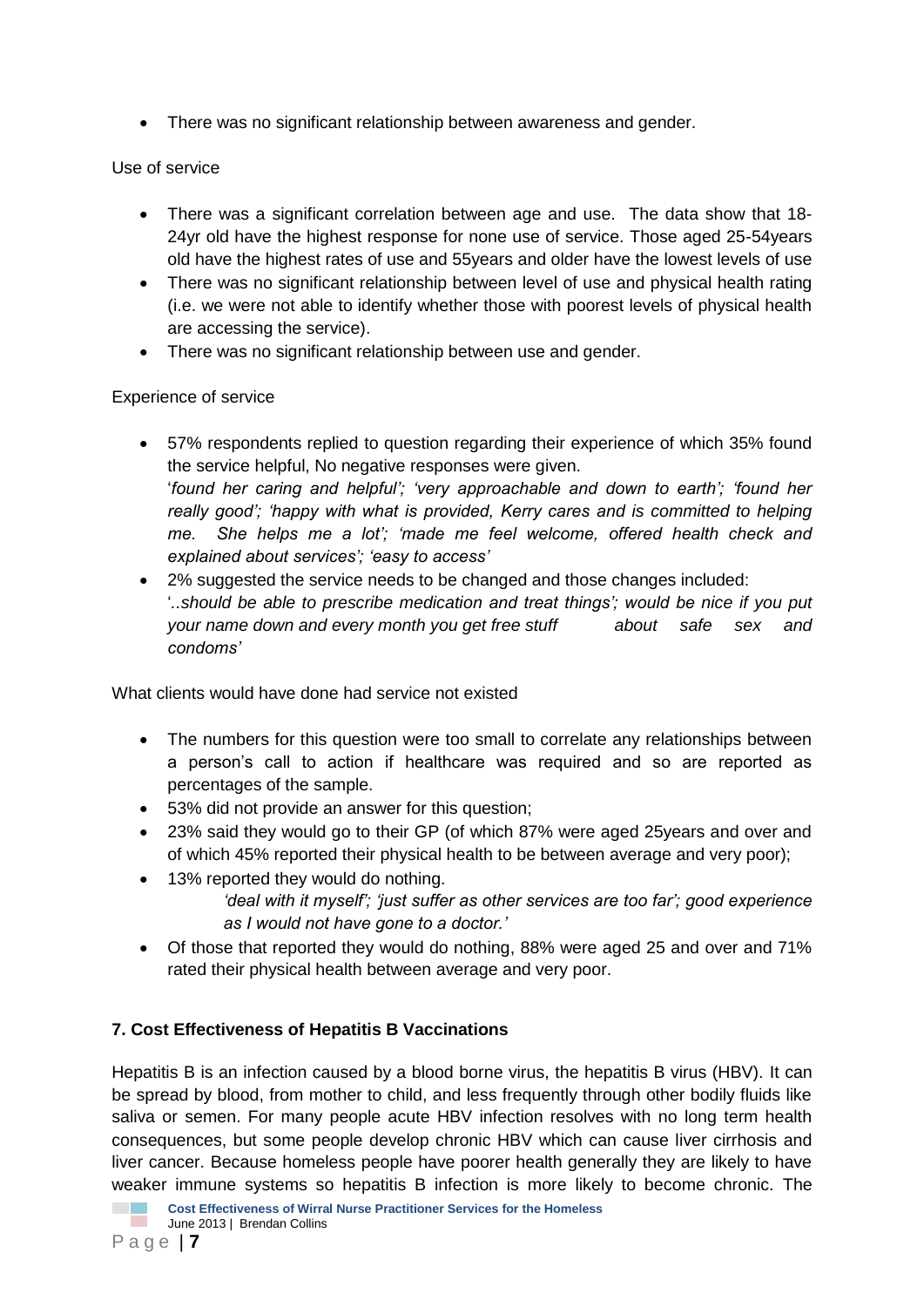- There was no significant relationship between awareness and gender.

Use of service

- There was a significant correlation between age and use. The data show that 18-24yr old have the highest response for none use of service. Those aged 25-54years old have the highest rates of use and 55years and older have the lowest levels of use
- There was no significant relationship between level of use and physical health rating (i.e. we were not able to identify whether those with poorest levels of physical health are accessing the service).
- There was no significant relationship between use and gender.

Experience of service

- 57% respondents replied to question regarding their experience of which 35% found the service helpful, No negative responses were given.
  '*found her caring and helpful'; 'very approachable and down to earth'; 'found her really good'; 'happy with what is provided, Kerry cares and is committed to helping me. She helps me a lot'; 'made me feel welcome, offered health check and explained about services'; 'easy to access'*
- 2% suggested the service needs to be changed and those changes included:
  '*..should be able to prescribe medication and treat things'; would be nice if you put your name down and every month you get free stuff about safe sex and condoms'*

What clients would have done had service not existed

- The numbers for this question were too small to correlate any relationships between a person's call to action if healthcare was required and so are reported as percentages of the sample.
- 53% did not provide an answer for this question;
- 23% said they would go to their GP (of which 87% were aged 25years and over and of which 45% reported their physical health to be between average and very poor);
- 13% reported they would do nothing.
  *'deal with it myself'; 'just suffer as other services are too far'; good experience as I would not have gone to a doctor.'*
- Of those that reported they would do nothing, 88% were aged 25 and over and 71% rated their physical health between average and very poor.

## 7. Cost Effectiveness of Hepatitis B Vaccinations

Hepatitis B is an infection caused by a blood borne virus, the hepatitis B virus (HBV). It can be spread by blood, from mother to child, and less frequently through other bodily fluids like saliva or semen. For many people acute HBV infection resolves with no long term health consequences, but some people develop chronic HBV which can cause liver cirrhosis and liver cancer. Because homeless people have poorer health generally they are likely to have weaker immune systems so hepatitis B infection is more likely to become chronic. The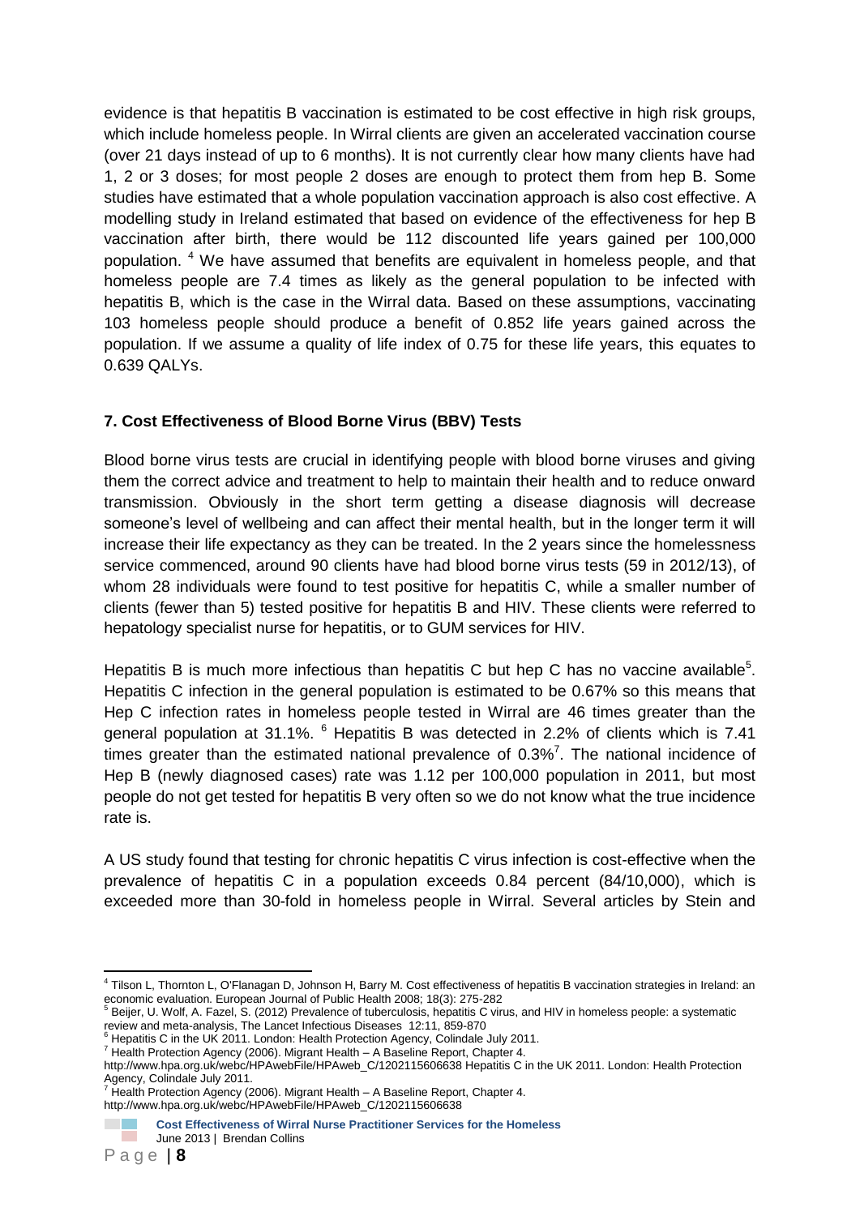evidence is that hepatitis B vaccination is estimated to be cost effective in high risk groups, which include homeless people. In Wirral clients are given an accelerated vaccination course (over 21 days instead of up to 6 months). It is not currently clear how many clients have had 1, 2 or 3 doses; for most people 2 doses are enough to protect them from hep B. Some studies have estimated that a whole population vaccination approach is also cost effective. A modelling study in Ireland estimated that based on evidence of the effectiveness for hep B vaccination after birth, there would be 112 discounted life years gained per 100,000 population. [4] We have assumed that benefits are equivalent in homeless people, and that homeless people are 7.4 times as likely as the general population to be infected with hepatitis B, which is the case in the Wirral data. Based on these assumptions, vaccinating 103 homeless people should produce a benefit of 0.852 life years gained across the population. If we assume a quality of life index of 0.75 for these life years, this equates to 0.639 QALYs.

### 7. Cost Effectiveness of Blood Borne Virus (BBV) Tests

Blood borne virus tests are crucial in identifying people with blood borne viruses and giving them the correct advice and treatment to help to maintain their health and to reduce onward transmission. Obviously in the short term getting a disease diagnosis will decrease someone's level of wellbeing and can affect their mental health, but in the longer term it will increase their life expectancy as they can be treated. In the 2 years since the homelessness service commenced, around 90 clients have had blood borne virus tests (59 in 2012/13), of whom 28 individuals were found to test positive for hepatitis C, while a smaller number of clients (fewer than 5) tested positive for hepatitis B and HIV. These clients were referred to hepatology specialist nurse for hepatitis, or to GUM services for HIV.

Hepatitis B is much more infectious than hepatitis C but hep C has no vaccine available[5]. Hepatitis C infection in the general population is estimated to be 0.67% so this means that Hep C infection rates in homeless people tested in Wirral are 46 times greater than the general population at 31.1%. [6] Hepatitis B was detected in 2.2% of clients which is 7.41 times greater than the estimated national prevalence of 0.3%[7]. The national incidence of Hep B (newly diagnosed cases) rate was 1.12 per 100,000 population in 2011, but most people do not get tested for hepatitis B very often so we do not know what the true incidence rate is.

A US study found that testing for chronic hepatitis C virus infection is cost-effective when the prevalence of hepatitis C in a population exceeds 0.84 percent (84/10,000), which is exceeded more than 30-fold in homeless people in Wirral. Several articles by Stein and

---

[4] Tilson L, Thornton L, O'Flanagan D, Johnson H, Barry M. Cost effectiveness of hepatitis B vaccination strategies in Ireland: an economic evaluation. European Journal of Public Health 2008; 18(3): 275-282

[5] Beijer, U. Wolf, A. Fazel, S. (2012) Prevalence of tuberculosis, hepatitis C virus, and HIV in homeless people: a systematic review and meta-analysis, The Lancet Infectious Diseases 12:11, 859-870

[6] Hepatitis C in the UK 2011. London: Health Protection Agency, Colindale July 2011.

[7] Health Protection Agency (2006). Migrant Health – A Baseline Report, Chapter 4.
http://www.hpa.org.uk/webc/HPAwebFile/HPAweb_C/1202115606638 Hepatitis C in the UK 2011. London: Health Protection Agency, Colindale July 2011.

[7] Health Protection Agency (2006). Migrant Health – A Baseline Report, Chapter 4.
http://www.hpa.org.uk/webc/HPAwebFile/HPAweb_C/1202115606638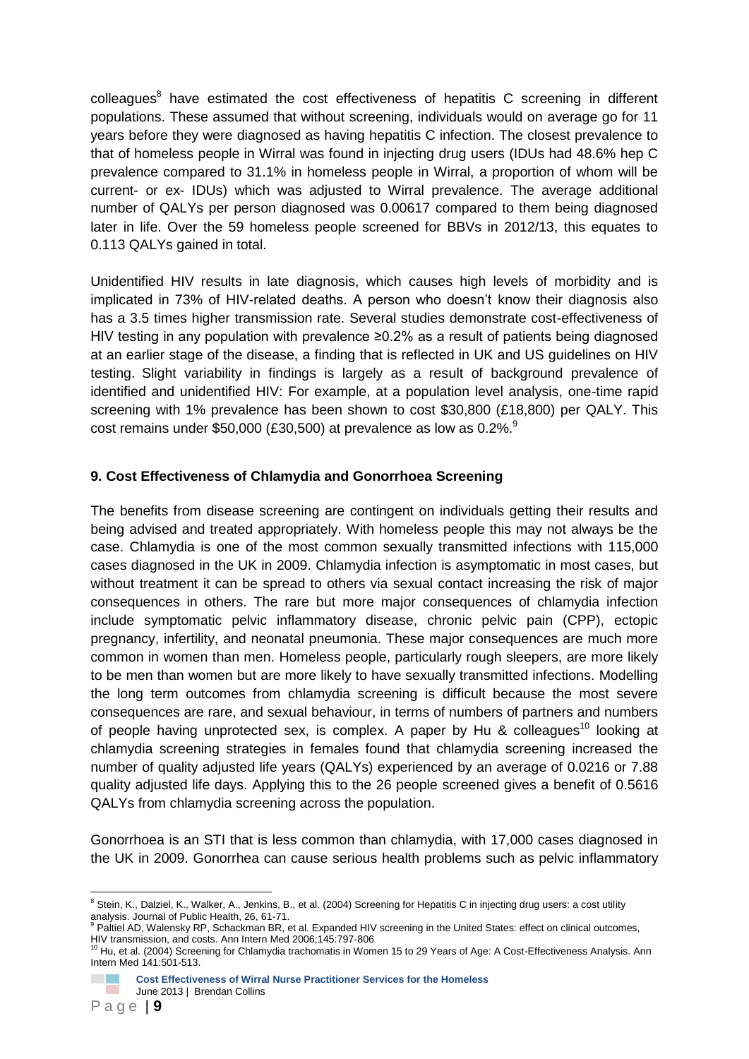colleagues[8] have estimated the cost effectiveness of hepatitis C screening in different populations. These assumed that without screening, individuals would on average go for 11 years before they were diagnosed as having hepatitis C infection. The closest prevalence to that of homeless people in Wirral was found in injecting drug users (IDUs had 48.6% hep C prevalence compared to 31.1% in homeless people in Wirral, a proportion of whom will be current- or ex- IDUs) which was adjusted to Wirral prevalence. The average additional number of QALYs per person diagnosed was 0.00617 compared to them being diagnosed later in life. Over the 59 homeless people screened for BBVs in 2012/13, this equates to 0.113 QALYs gained in total.

Unidentified HIV results in late diagnosis, which causes high levels of morbidity and is implicated in 73% of HIV-related deaths. A person who doesn't know their diagnosis also has a 3.5 times higher transmission rate. Several studies demonstrate cost-effectiveness of HIV testing in any population with prevalence ≥0.2% as a result of patients being diagnosed at an earlier stage of the disease, a finding that is reflected in UK and US guidelines on HIV testing. Slight variability in findings is largely as a result of background prevalence of identified and unidentified HIV: For example, at a population level analysis, one-time rapid screening with 1% prevalence has been shown to cost $30,800 (£18,800) per QALY. This cost remains under $50,000 (£30,500) at prevalence as low as 0.2%.[9]

## 9. Cost Effectiveness of Chlamydia and Gonorrhoea Screening

The benefits from disease screening are contingent on individuals getting their results and being advised and treated appropriately. With homeless people this may not always be the case. Chlamydia is one of the most common sexually transmitted infections with 115,000 cases diagnosed in the UK in 2009. Chlamydia infection is asymptomatic in most cases, but without treatment it can be spread to others via sexual contact increasing the risk of major consequences in others. The rare but more major consequences of chlamydia infection include symptomatic pelvic inflammatory disease, chronic pelvic pain (CPP), ectopic pregnancy, infertility, and neonatal pneumonia. These major consequences are much more common in women than men. Homeless people, particularly rough sleepers, are more likely to be men than women but are more likely to have sexually transmitted infections. Modelling the long term outcomes from chlamydia screening is difficult because the most severe consequences are rare, and sexual behaviour, in terms of numbers of partners and numbers of people having unprotected sex, is complex. A paper by Hu & colleagues[10] looking at chlamydia screening strategies in females found that chlamydia screening increased the number of quality adjusted life years (QALYs) experienced by an average of 0.0216 or 7.88 quality adjusted life days. Applying this to the 26 people screened gives a benefit of 0.5616 QALYs from chlamydia screening across the population.

Gonorrhoea is an STI that is less common than chlamydia, with 17,000 cases diagnosed in the UK in 2009. Gonorrhea can cause serious health problems such as pelvic inflammatory

---

[8] Stein, K., Dalziel, K., Walker, A., Jenkins, B., et al. (2004) Screening for Hepatitis C in injecting drug users: a cost utility analysis. Journal of Public Health, 26, 61-71.

[9] Paltiel AD, Walensky RP, Schackman BR, et al. Expanded HIV screening in the United States: effect on clinical outcomes, HIV transmission, and costs. Ann Intern Med 2006;145:797-806

[10] Hu, et al. (2004) Screening for Chlamydia trachomatis in Women 15 to 29 Years of Age: A Cost-Effectiveness Analysis. Ann Intern Med 141:501-513.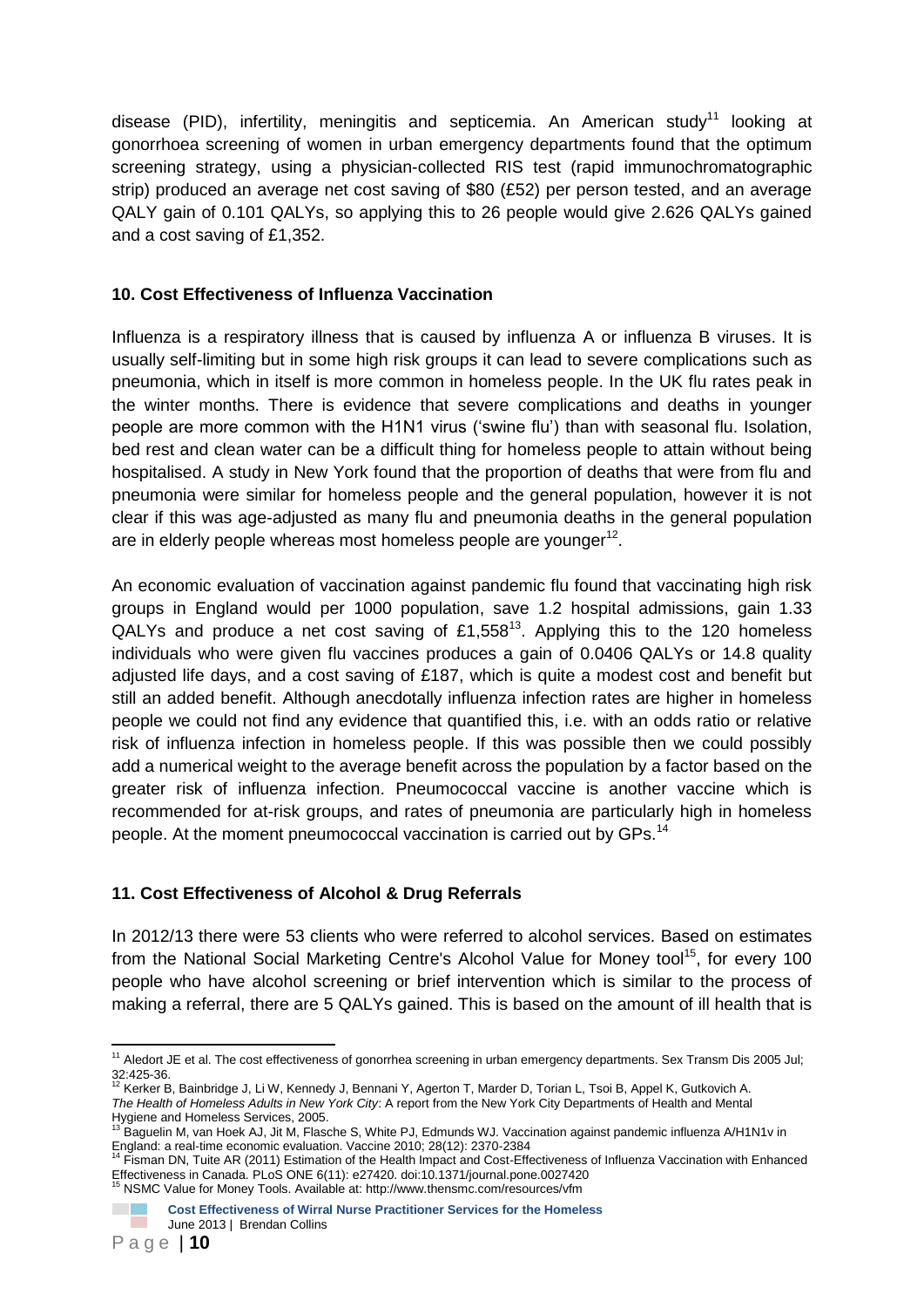disease (PID), infertility, meningitis and septicemia. An American study[11] looking at gonorrhoea screening of women in urban emergency departments found that the optimum screening strategy, using a physician-collected RIS test (rapid immunochromatographic strip) produced an average net cost saving of $80 (£52) per person tested, and an average QALY gain of 0.101 QALYs, so applying this to 26 people would give 2.626 QALYs gained and a cost saving of £1,352.

## 10. Cost Effectiveness of Influenza Vaccination

Influenza is a respiratory illness that is caused by influenza A or influenza B viruses. It is usually self-limiting but in some high risk groups it can lead to severe complications such as pneumonia, which in itself is more common in homeless people. In the UK flu rates peak in the winter months. There is evidence that severe complications and deaths in younger people are more common with the H1N1 virus ('swine flu') than with seasonal flu. Isolation, bed rest and clean water can be a difficult thing for homeless people to attain without being hospitalised. A study in New York found that the proportion of deaths that were from flu and pneumonia were similar for homeless people and the general population, however it is not clear if this was age-adjusted as many flu and pneumonia deaths in the general population are in elderly people whereas most homeless people are younger[12].

An economic evaluation of vaccination against pandemic flu found that vaccinating high risk groups in England would per 1000 population, save 1.2 hospital admissions, gain 1.33 QALYs and produce a net cost saving of £1,558[13]. Applying this to the 120 homeless individuals who were given flu vaccines produces a gain of 0.0406 QALYs or 14.8 quality adjusted life days, and a cost saving of £187, which is quite a modest cost and benefit but still an added benefit. Although anecdotally influenza infection rates are higher in homeless people we could not find any evidence that quantified this, i.e. with an odds ratio or relative risk of influenza infection in homeless people. If this was possible then we could possibly add a numerical weight to the average benefit across the population by a factor based on the greater risk of influenza infection. Pneumococcal vaccine is another vaccine which is recommended for at-risk groups, and rates of pneumonia are particularly high in homeless people. At the moment pneumococcal vaccination is carried out by GPs.[14]

## 11. Cost Effectiveness of Alcohol & Drug Referrals

In 2012/13 there were 53 clients who were referred to alcohol services. Based on estimates from the National Social Marketing Centre's Alcohol Value for Money tool[15], for every 100 people who have alcohol screening or brief intervention which is similar to the process of making a referral, there are 5 QALYs gained. This is based on the amount of ill health that is

---

[11] Aledort JE et al. The cost effectiveness of gonorrhea screening in urban emergency departments. Sex Transm Dis 2005 Jul; 32:425-36.

[12] Kerker B, Bainbridge J, Li W, Kennedy J, Bennani Y, Agerton T, Marder D, Torian L, Tsoi B, Appel K, Gutkovich A. *The Health of Homeless Adults in New York City*: A report from the New York City Departments of Health and Mental Hygiene and Homeless Services, 2005.

[13] Baguelin M, van Hoek AJ, Jit M, Flasche S, White PJ, Edmunds WJ. Vaccination against pandemic influenza A/H1N1v in England: a real-time economic evaluation. Vaccine 2010; 28(12): 2370-2384

[14] Fisman DN, Tuite AR (2011) Estimation of the Health Impact and Cost-Effectiveness of Influenza Vaccination with Enhanced Effectiveness in Canada. PLoS ONE 6(11): e27420. doi:10.1371/journal.pone.0027420

[15] NSMC Value for Money Tools. Available at: http://www.thensmc.com/resources/vfm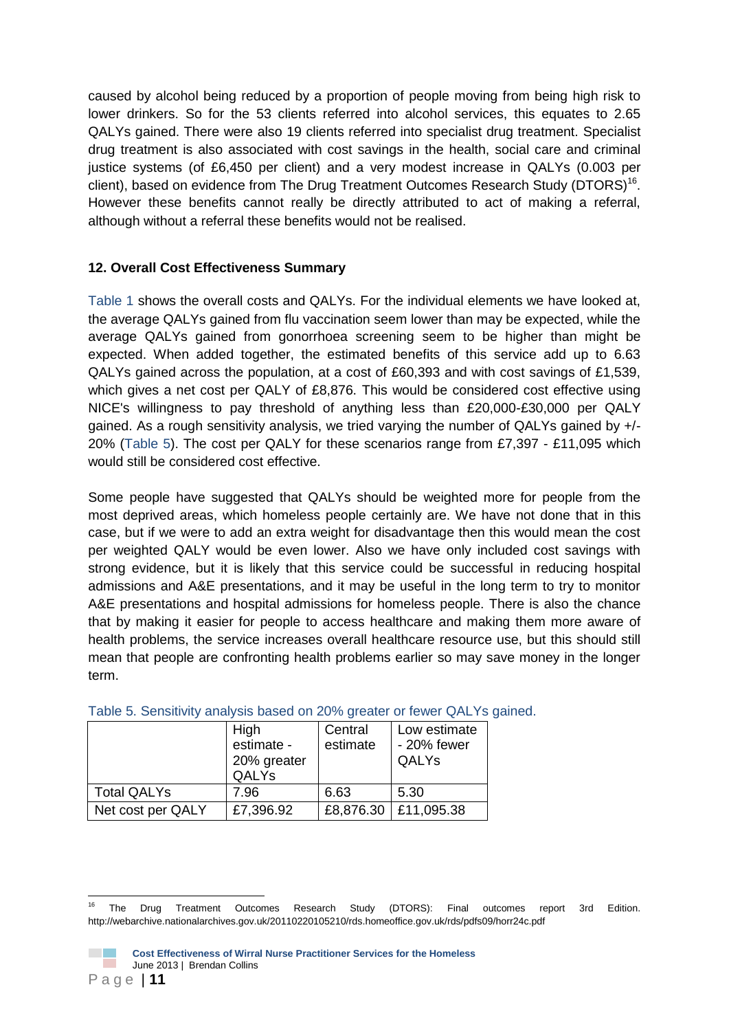caused by alcohol being reduced by a proportion of people moving from being high risk to lower drinkers. So for the 53 clients referred into alcohol services, this equates to 2.65 QALYs gained. There were also 19 clients referred into specialist drug treatment. Specialist drug treatment is also associated with cost savings in the health, social care and criminal justice systems (of £6,450 per client) and a very modest increase in QALYs (0.003 per client), based on evidence from The Drug Treatment Outcomes Research Study (DTORS)[16]. However these benefits cannot really be directly attributed to act of making a referral, although without a referral these benefits would not be realised.

### 12. Overall Cost Effectiveness Summary

Table 1 shows the overall costs and QALYs. For the individual elements we have looked at, the average QALYs gained from flu vaccination seem lower than may be expected, while the average QALYs gained from gonorrhoea screening seem to be higher than might be expected. When added together, the estimated benefits of this service add up to 6.63 QALYs gained across the population, at a cost of £60,393 and with cost savings of £1,539, which gives a net cost per QALY of £8,876. This would be considered cost effective using NICE's willingness to pay threshold of anything less than £20,000-£30,000 per QALY gained. As a rough sensitivity analysis, we tried varying the number of QALYs gained by +/- 20% (Table 5). The cost per QALY for these scenarios range from £7,397 - £11,095 which would still be considered cost effective.

Some people have suggested that QALYs should be weighted more for people from the most deprived areas, which homeless people certainly are. We have not done that in this case, but if we were to add an extra weight for disadvantage then this would mean the cost per weighted QALY would be even lower. Also we have only included cost savings with strong evidence, but it is likely that this service could be successful in reducing hospital admissions and A&E presentations, and it may be useful in the long term to try to monitor A&E presentations and hospital admissions for homeless people. There is also the chance that by making it easier for people to access healthcare and making them more aware of health problems, the service increases overall healthcare resource use, but this should still mean that people are confronting health problems earlier so may save money in the longer term.

Table 5. Sensitivity analysis based on 20% greater or fewer QALYs gained.

| | High estimate - 20% greater QALYs | Central estimate | Low estimate - 20% fewer QALYs |
|---|---|---|---|
| Total QALYs | 7.96 | 6.63 | 5.30 |
| Net cost per QALY | £7,396.92 | £8,876.30 | £11,095.38 |

[16] The Drug Treatment Outcomes Research Study (DTORS): Final outcomes report 3rd Edition. http://webarchive.nationalarchives.gov.uk/20110220105210/rds.homeoffice.gov.uk/rds/pdfs09/horr24c.pdf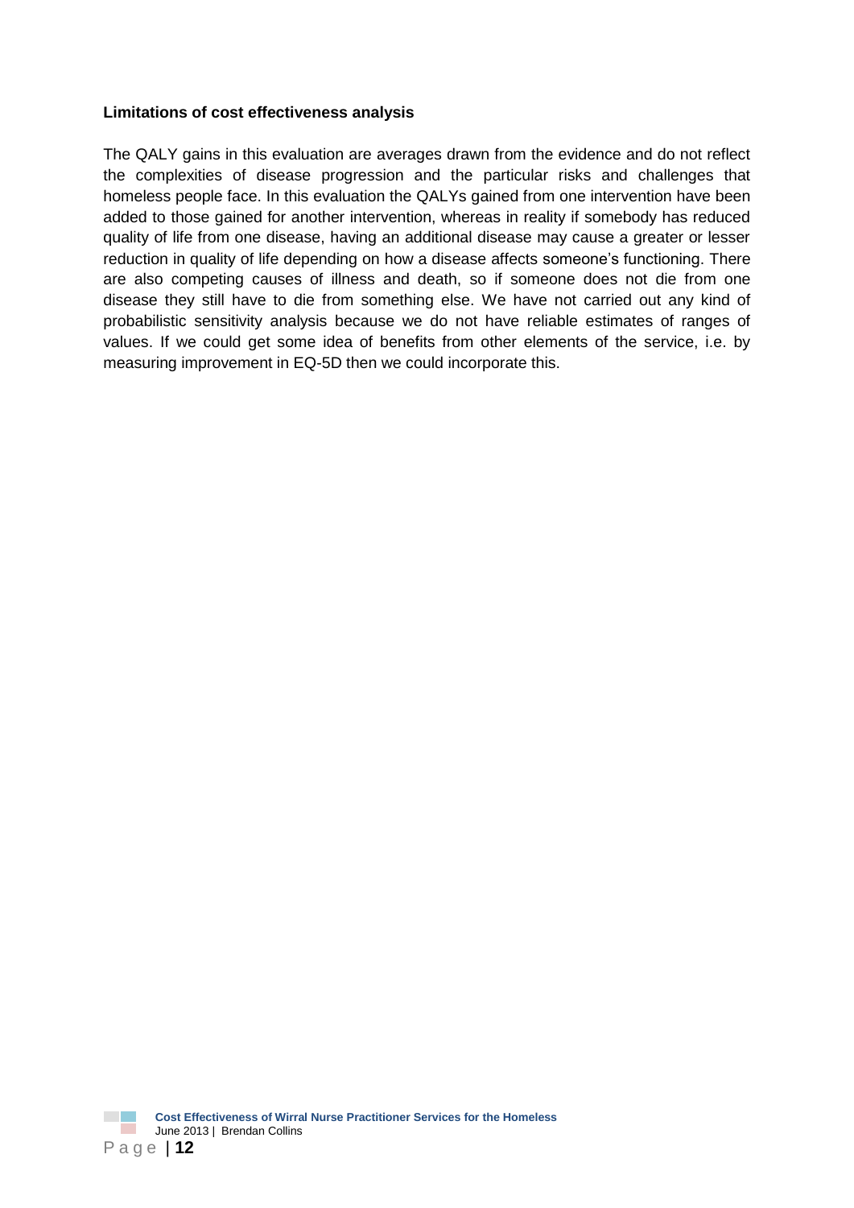**Limitations of cost effectiveness analysis**

The QALY gains in this evaluation are averages drawn from the evidence and do not reflect the complexities of disease progression and the particular risks and challenges that homeless people face. In this evaluation the QALYs gained from one intervention have been added to those gained for another intervention, whereas in reality if somebody has reduced quality of life from one disease, having an additional disease may cause a greater or lesser reduction in quality of life depending on how a disease affects someone's functioning. There are also competing causes of illness and death, so if someone does not die from one disease they still have to die from something else. We have not carried out any kind of probabilistic sensitivity analysis because we do not have reliable estimates of ranges of values. If we could get some idea of benefits from other elements of the service, i.e. by measuring improvement in EQ-5D then we could incorporate this.